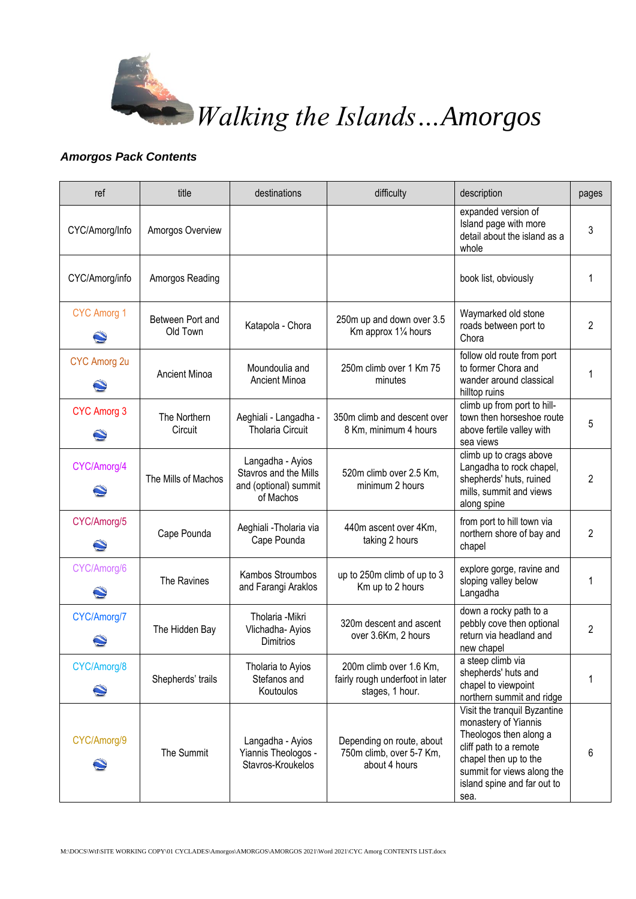# *Walking the Islands…Amorgos*

### ***Amorgos Pack Contents***

| ref | title | destinations | difficulty | description | pages |
|---|---|---|---|---|---|
| CYC/Amorg/Info | Amorgos Overview | | | expanded version of Island page with more detail about the island as a whole | 3 |
| CYC/Amorg/info | Amorgos Reading | | | book list, obviously | 1 |
| CYC Amorg 1 | Between Port and Old Town | Katapola - Chora | 250m up and down over 3.5 Km approx 1¼ hours | Waymarked old stone roads between port to Chora | 2 |
| CYC Amorg 2u | Ancient Minoa | Moundoulia and Ancient Minoa | 250m climb over 1 Km 75 minutes | follow old route from port to former Chora and wander around classical hilltop ruins | 1 |
| CYC Amorg 3 | The Northern Circuit | Aeghiali - Langadha - Tholaria Circuit | 350m climb and descent over 8 Km, minimum 4 hours | climb up from port to hill-town then horseshoe route above fertile valley with sea views | 5 |
| CYC/Amorg/4 | The Mills of Machos | Langadha - Ayios Stavros and the Mills and (optional) summit of Machos | 520m climb over 2.5 Km, minimum 2 hours | climb up to crags above Langadha to rock chapel, shepherds' huts, ruined mills, summit and views along spine | 2 |
| CYC/Amorg/5 | Cape Pounda | Aeghiali -Tholaria via Cape Pounda | 440m ascent over 4Km, taking 2 hours | from port to hill town via northern shore of bay and chapel | 2 |
| CYC/Amorg/6 | The Ravines | Kambos Stroumbos and Farangi Araklos | up to 250m climb of up to 3 Km up to 2 hours | explore gorge, ravine and sloping valley below Langadha | 1 |
| CYC/Amorg/7 | The Hidden Bay | Tholaria -Mikri Vlichadha- Ayios Dimitrios | 320m descent and ascent over 3.6Km, 2 hours | down a rocky path to a pebbly cove then optional return via headland and new chapel | 2 |
| CYC/Amorg/8 | Shepherds' trails | Tholaria to Ayios Stefanos and Koutoulos | 200m climb over 1.6 Km, fairly rough underfoot in later stages, 1 hour. | a steep climb via shepherds' huts and chapel to viewpoint northern summit and ridge | 1 |
| CYC/Amorg/9 | The Summit | Langadha - Ayios Yiannis Theologos - Stavros-Kroukelos | Depending on route, about 750m climb, over 5-7 Km, about 4 hours | Visit the tranquil Byzantine monastery of Yiannis Theologos then along a cliff path to a remote chapel then up to the summit for views along the island spine and far out to sea. | 6 |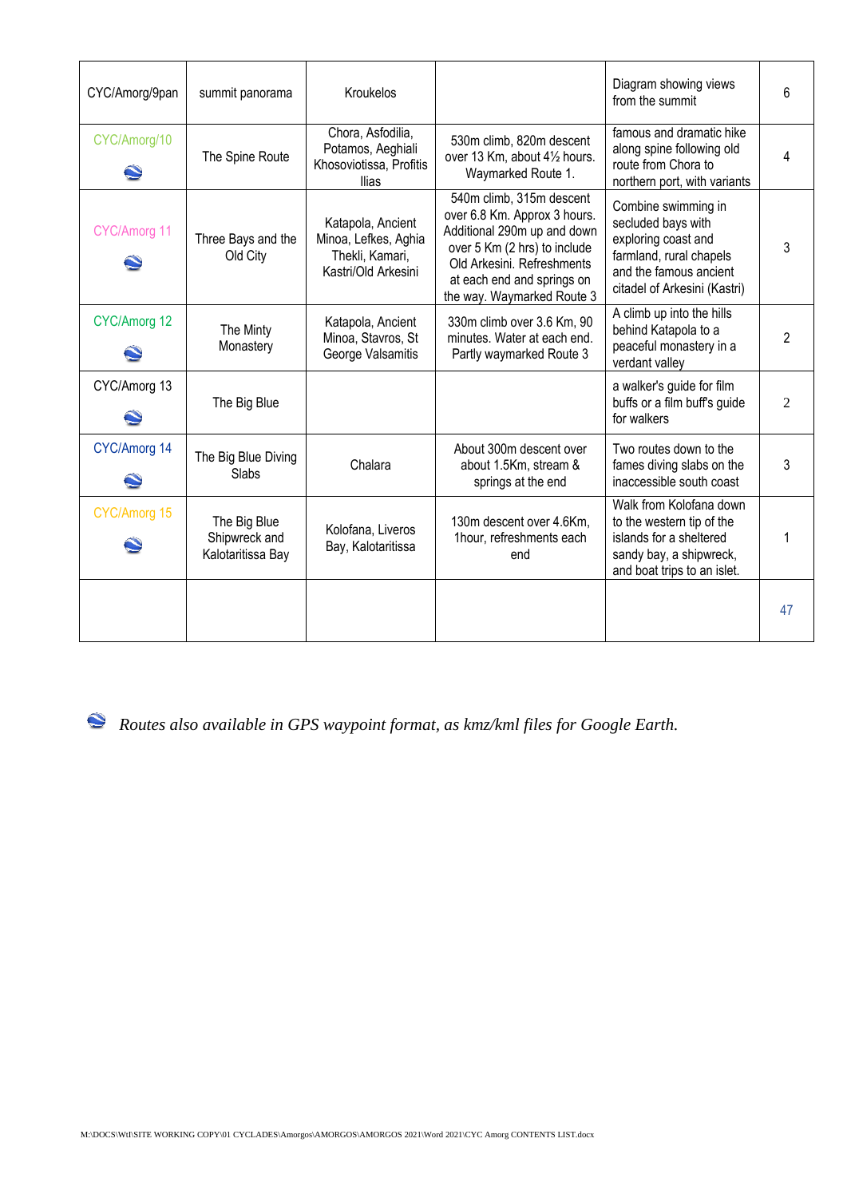| CYC/Amorg/9pan | summit panorama | Kroukelos | | Diagram showing views from the summit | 6 |
|---|---|---|---|---|---|
| CYC/Amorg/10 | The Spine Route | Chora, Asfodilia, Potamos, Aeghiali Khosoviotissa, Profitis Ilias | 530m climb, 820m descent over 13 Km, about 4½ hours. Waymarked Route 1. | famous and dramatic hike along spine following old route from Chora to northern port, with variants | 4 |
| CYC/Amorg 11 | Three Bays and the Old City | Katapola, Ancient Minoa, Lefkes, Aghia Thekli, Kamari, Kastri/Old Arkesini | 540m climb, 315m descent over 6.8 Km. Approx 3 hours. Additional 290m up and down over 5 Km (2 hrs) to include Old Arkesini. Refreshments at each end and springs on the way. Waymarked Route 3 | Combine swimming in secluded bays with exploring coast and farmland, rural chapels and the famous ancient citadel of Arkesini (Kastri) | 3 |
| CYC/Amorg 12 | The Minty Monastery | Katapola, Ancient Minoa, Stavros, St George Valsamitis | 330m climb over 3.6 Km, 90 minutes. Water at each end. Partly waymarked Route 3 | A climb up into the hills behind Katapola to a peaceful monastery in a verdant valley | 2 |
| CYC/Amorg 13 | The Big Blue | | | a walker's guide for film buffs or a film buff's guide for walkers | 2 |
| CYC/Amorg 14 | The Big Blue Diving Slabs | Chalara | About 300m descent over about 1.5Km, stream & springs at the end | Two routes down to the fames diving slabs on the inaccessible south coast | 3 |
| CYC/Amorg 15 | The Big Blue Shipwreck and Kalotaritissa Bay | Kolofana, Liveros Bay, Kalotaritissa | 130m descent over 4.6Km, 1hour, refreshments each end | Walk from Kolofana down to the western tip of the islands for a sheltered sandy bay, a shipwreck, and boat trips to an islet. | 1 |
| | | | | | 47 |

*Routes also available in GPS waypoint format, as kmz/kml files for Google Earth.*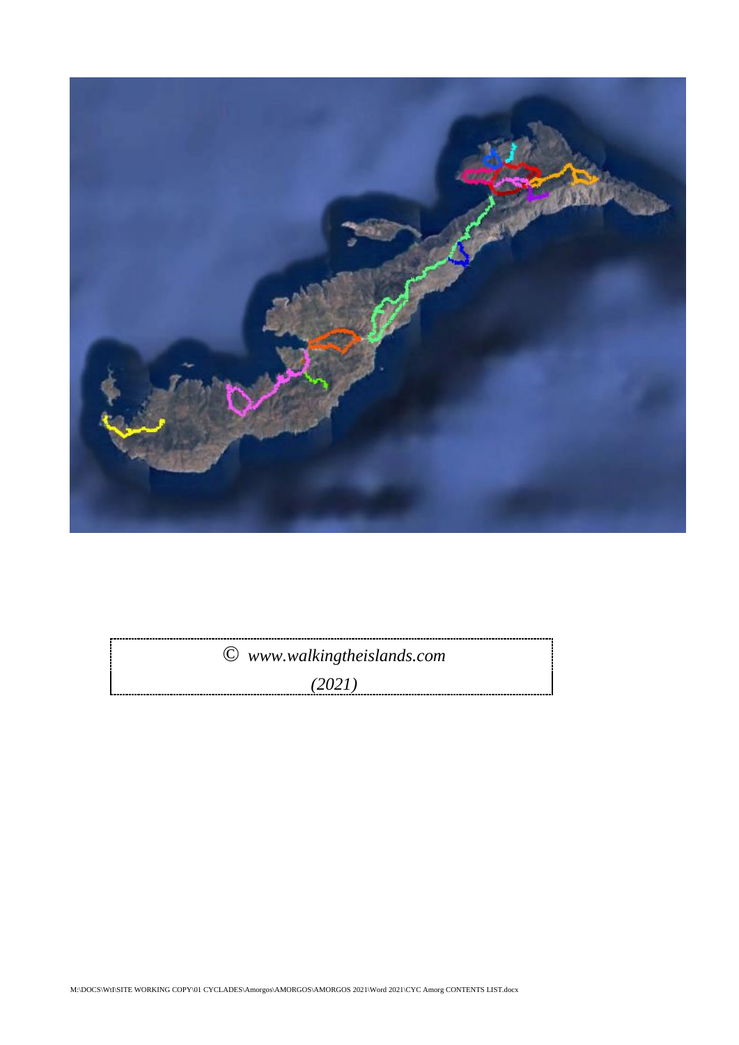© *www.walkingtheislands.com*

*(2021)*

M:\DOCS\WtI\SITE WORKING COPY\01 CYCLADES\Amorgos\AMORGOS\AMORGOS 2021\Word 2021\CYC Amorg CONTENTS LIST.docx